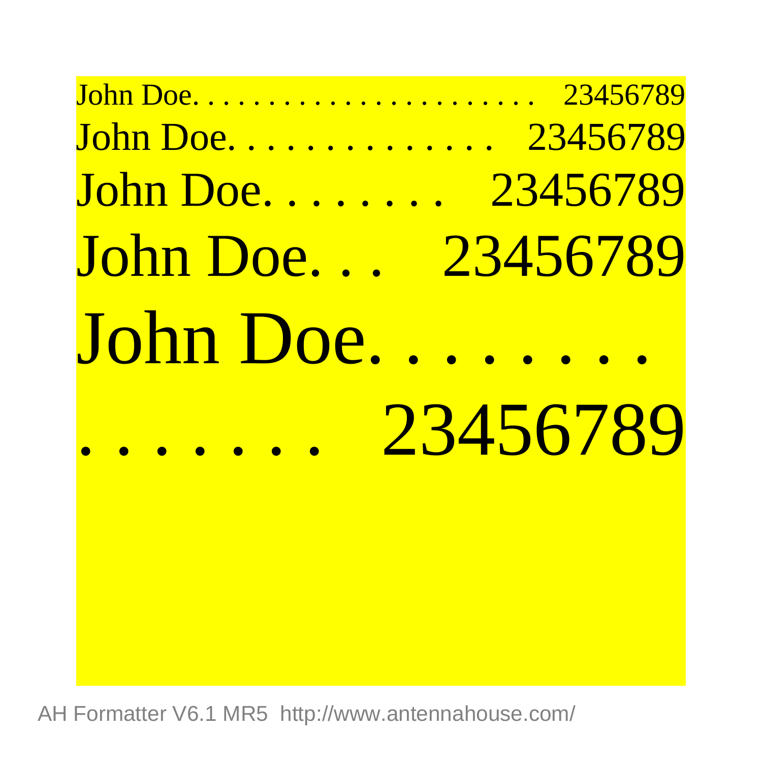John Doe. . . . . . . . . . . . . . . . . . . . . . . . 23456789

John Doe. . . . . . . . . . . . . . . . 23456789

John Doe. . . . . . . . . 23456789

John Doe. . . . 23456789

John Doe. . . . . . . .
. . . . . . . . 23456789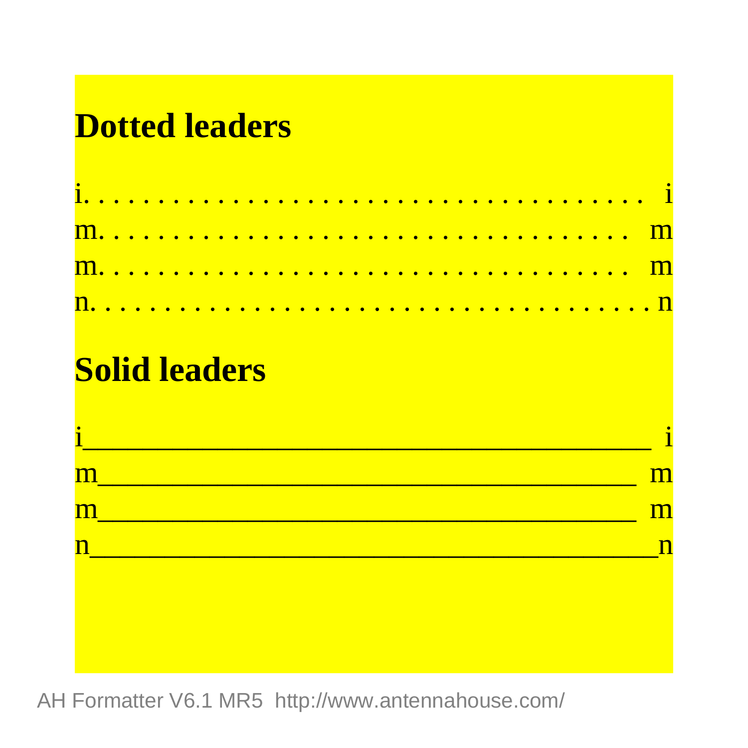## Dotted leaders

i. . . . . . . . . . . . . . . . . . . . . . . . . . . . . . . . . . i

m. . . . . . . . . . . . . . . . . . . . . . . . . . . . . . . . m

m. . . . . . . . . . . . . . . . . . . . . . . . . . . . . . . . m

n. . . . . . . . . . . . . . . . . . . . . . . . . . . . . . . . . . n

## Solid leaders

i_________________________________________ i

m________________________________________ m

m________________________________________ m

n__________________________________________n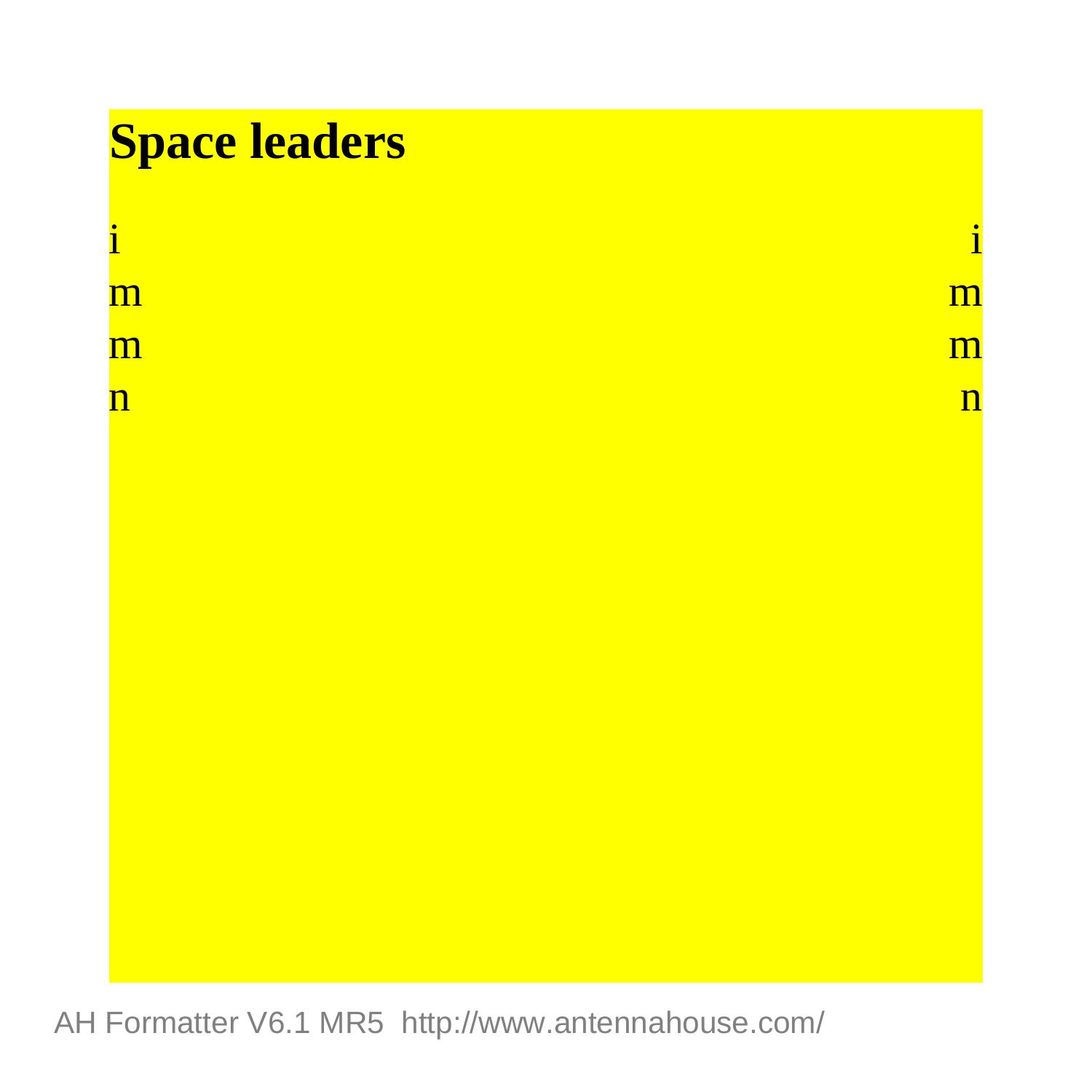# Space leaders

i i

m m

m m

n n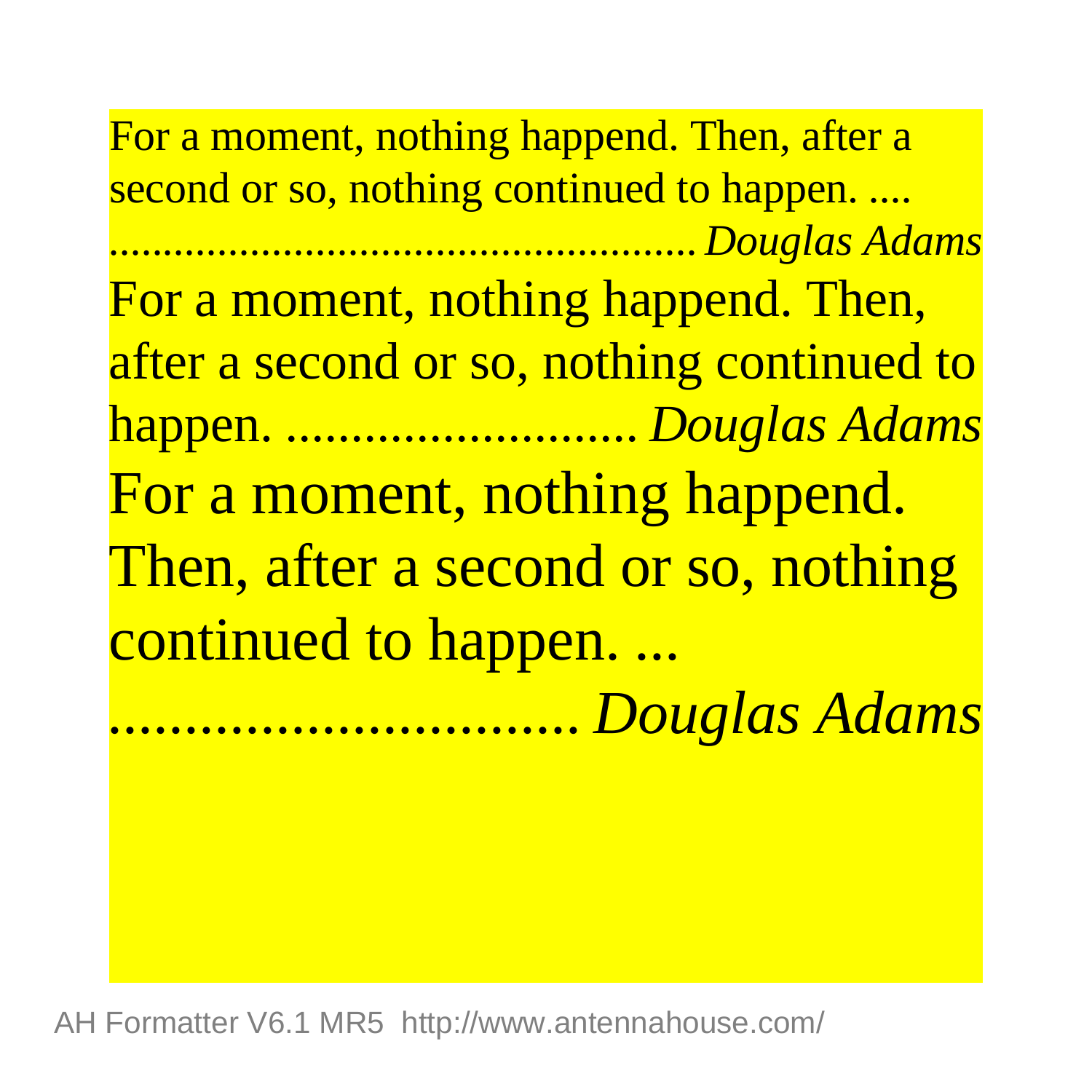For a moment, nothing happend. Then, after a second or so, nothing continued to happen. .... ................................................ *Douglas Adams*

For a moment, nothing happend. Then, after a second or so, nothing continued to happen. .......................... *Douglas Adams*

For a moment, nothing happend. Then, after a second or so, nothing continued to happen. ... ............................... *Douglas Adams*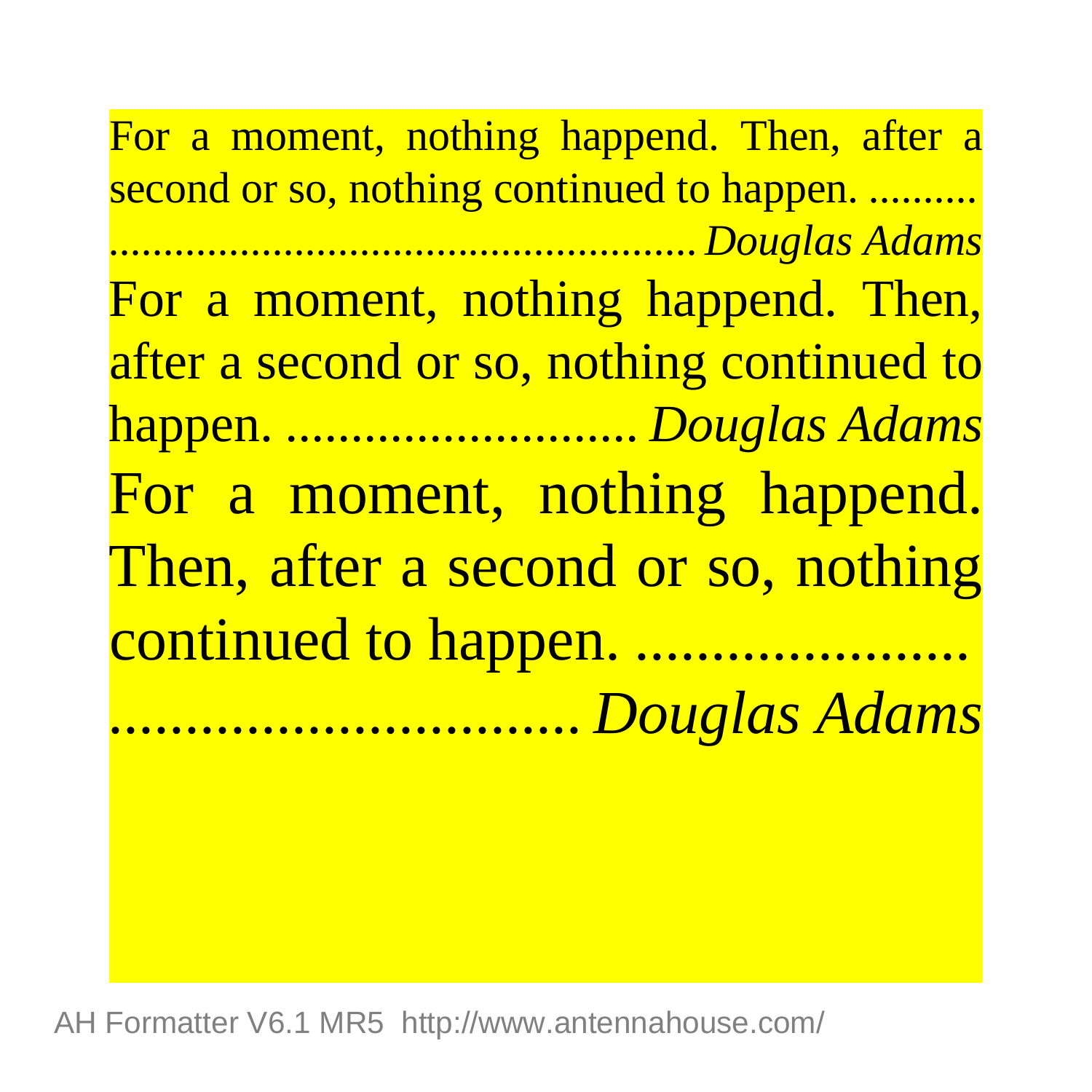For a moment, nothing happend. Then, after a second or so, nothing continued to happen. .......... ................................................... *Douglas Adams*

For a moment, nothing happend. Then, after a second or so, nothing continued to happen. .......................... *Douglas Adams*

For a moment, nothing happend. Then, after a second or so, nothing continued to happen. ...................... ............................... *Douglas Adams*